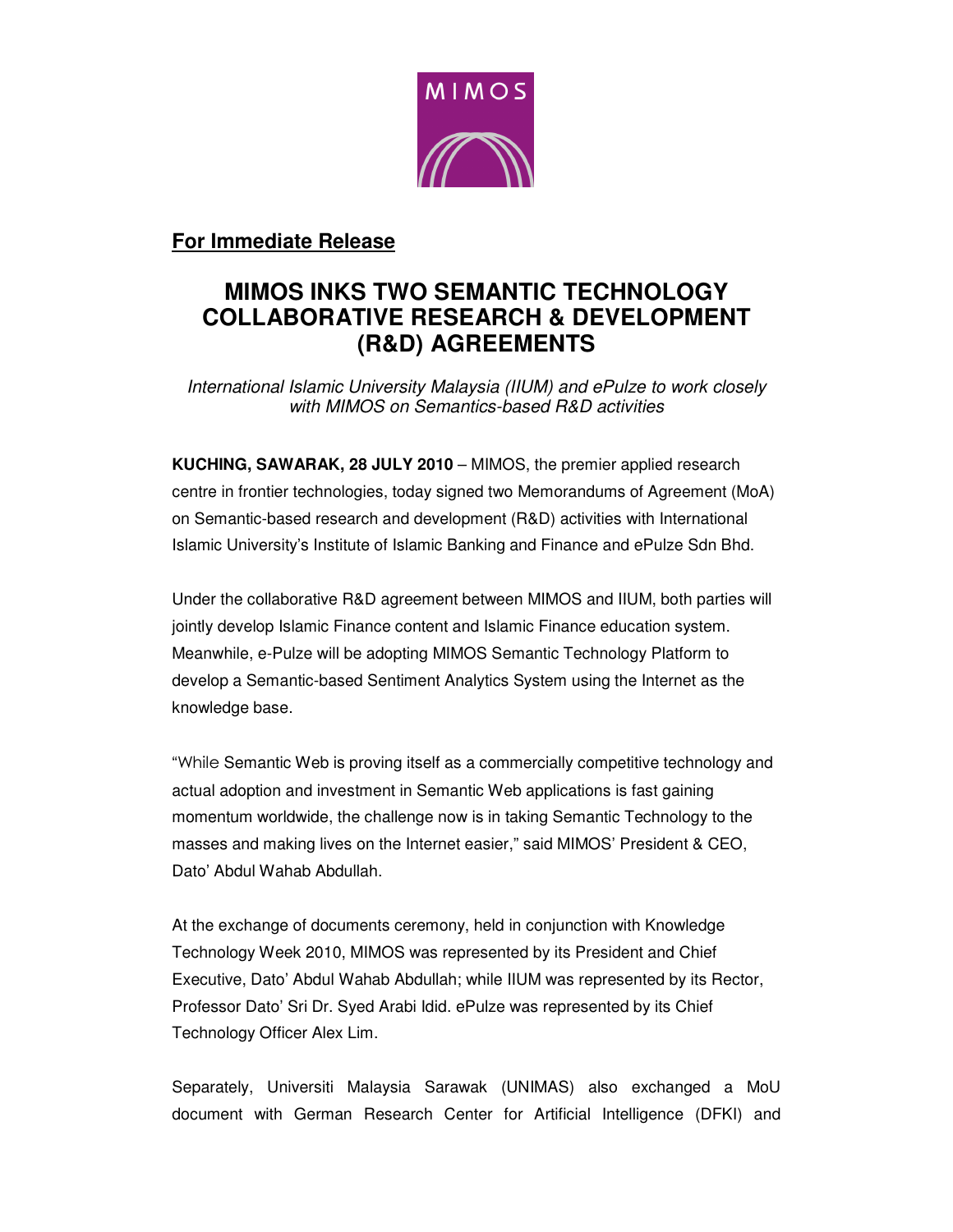MIMOS

**For Immediate Release**

# MIMOS INKS TWO SEMANTIC TECHNOLOGY COLLABORATIVE RESEARCH & DEVELOPMENT (R&D) AGREEMENTS

*International Islamic University Malaysia (IIUM) and ePulze to work closely with MIMOS on Semantics-based R&D activities*

**KUCHING, SAWARAK, 28 JULY 2010** – MIMOS, the premier applied research centre in frontier technologies, today signed two Memorandums of Agreement (MoA) on Semantic-based research and development (R&D) activities with International Islamic University's Institute of Islamic Banking and Finance and ePulze Sdn Bhd.

Under the collaborative R&D agreement between MIMOS and IIUM, both parties will jointly develop Islamic Finance content and Islamic Finance education system. Meanwhile, e-Pulze will be adopting MIMOS Semantic Technology Platform to develop a Semantic-based Sentiment Analytics System using the Internet as the knowledge base.

"While Semantic Web is proving itself as a commercially competitive technology and actual adoption and investment in Semantic Web applications is fast gaining momentum worldwide, the challenge now is in taking Semantic Technology to the masses and making lives on the Internet easier," said MIMOS' President & CEO, Dato' Abdul Wahab Abdullah.

At the exchange of documents ceremony, held in conjunction with Knowledge Technology Week 2010, MIMOS was represented by its President and Chief Executive, Dato' Abdul Wahab Abdullah; while IIUM was represented by its Rector, Professor Dato' Sri Dr. Syed Arabi Idid. ePulze was represented by its Chief Technology Officer Alex Lim.

Separately, Universiti Malaysia Sarawak (UNIMAS) also exchanged a MoU document with German Research Center for Artificial Intelligence (DFKI) and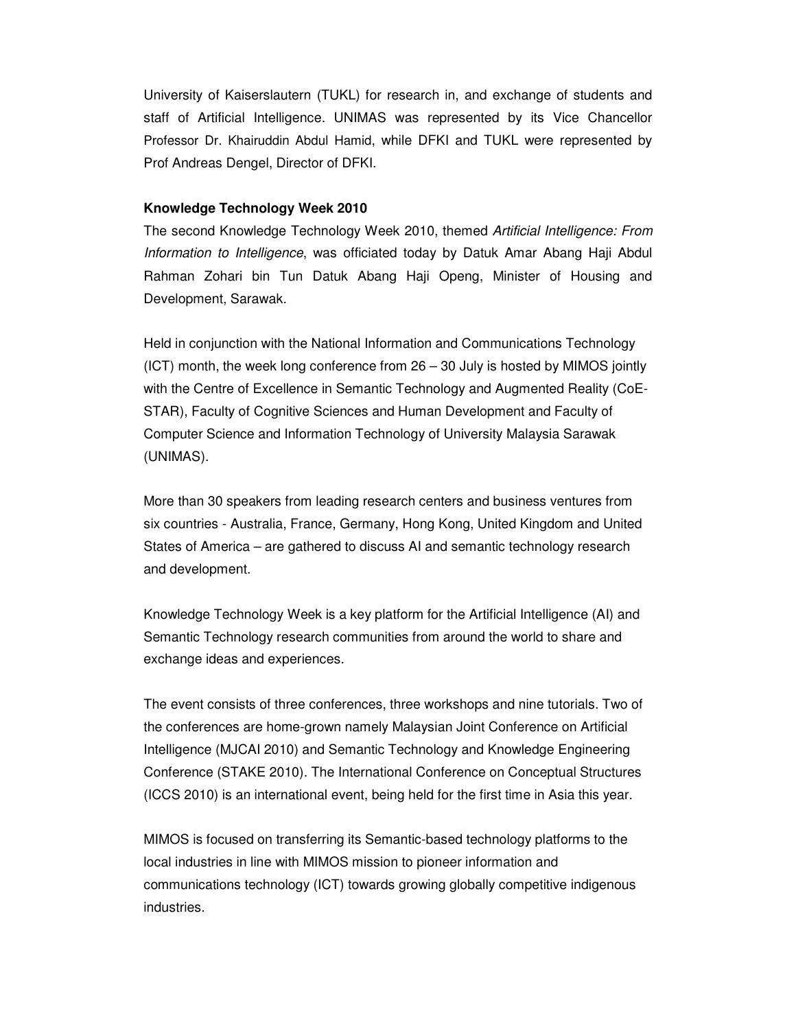University of Kaiserslautern (TUKL) for research in, and exchange of students and staff of Artificial Intelligence. UNIMAS was represented by its Vice Chancellor Professor Dr. Khairuddin Abdul Hamid, while DFKI and TUKL were represented by Prof Andreas Dengel, Director of DFKI.

**Knowledge Technology Week 2010**

The second Knowledge Technology Week 2010, themed *Artificial Intelligence: From Information to Intelligence*, was officiated today by Datuk Amar Abang Haji Abdul Rahman Zohari bin Tun Datuk Abang Haji Openg, Minister of Housing and Development, Sarawak.

Held in conjunction with the National Information and Communications Technology (ICT) month, the week long conference from 26 – 30 July is hosted by MIMOS jointly with the Centre of Excellence in Semantic Technology and Augmented Reality (CoE-STAR), Faculty of Cognitive Sciences and Human Development and Faculty of Computer Science and Information Technology of University Malaysia Sarawak (UNIMAS).

More than 30 speakers from leading research centers and business ventures from six countries - Australia, France, Germany, Hong Kong, United Kingdom and United States of America – are gathered to discuss AI and semantic technology research and development.

Knowledge Technology Week is a key platform for the Artificial Intelligence (AI) and Semantic Technology research communities from around the world to share and exchange ideas and experiences.

The event consists of three conferences, three workshops and nine tutorials. Two of the conferences are home-grown namely Malaysian Joint Conference on Artificial Intelligence (MJCAI 2010) and Semantic Technology and Knowledge Engineering Conference (STAKE 2010). The International Conference on Conceptual Structures (ICCS 2010) is an international event, being held for the first time in Asia this year.

MIMOS is focused on transferring its Semantic-based technology platforms to the local industries in line with MIMOS mission to pioneer information and communications technology (ICT) towards growing globally competitive indigenous industries.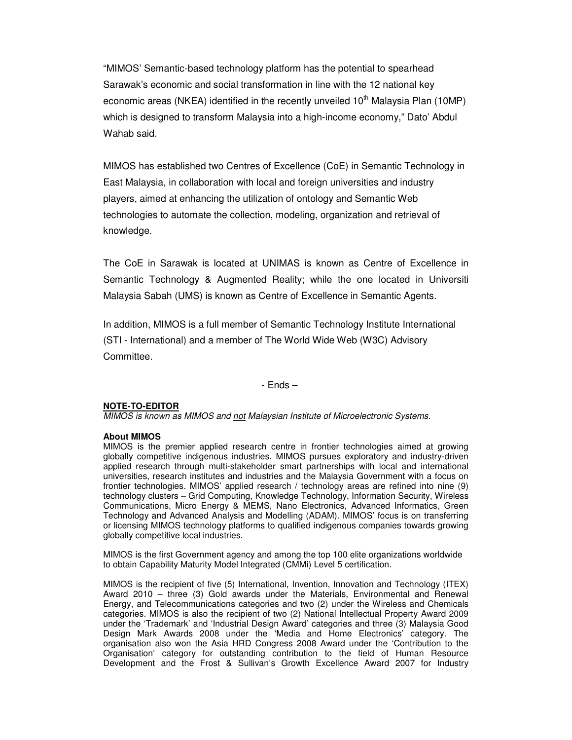"MIMOS' Semantic-based technology platform has the potential to spearhead Sarawak's economic and social transformation in line with the 12 national key economic areas (NKEA) identified in the recently unveiled $10^{th}$ Malaysia Plan (10MP) which is designed to transform Malaysia into a high-income economy," Dato' Abdul Wahab said.

MIMOS has established two Centres of Excellence (CoE) in Semantic Technology in East Malaysia, in collaboration with local and foreign universities and industry players, aimed at enhancing the utilization of ontology and Semantic Web technologies to automate the collection, modeling, organization and retrieval of knowledge.

The CoE in Sarawak is located at UNIMAS is known as Centre of Excellence in Semantic Technology & Augmented Reality; while the one located in Universiti Malaysia Sabah (UMS) is known as Centre of Excellence in Semantic Agents.

In addition, MIMOS is a full member of Semantic Technology Institute International (STI - International) and a member of The World Wide Web (W3C) Advisory Committee.

- Ends –

**NOTE-TO-EDITOR**

*MIMOS is known as MIMOS and not Malaysian Institute of Microelectronic Systems.*

**About MIMOS**

MIMOS is the premier applied research centre in frontier technologies aimed at growing globally competitive indigenous industries. MIMOS pursues exploratory and industry-driven applied research through multi-stakeholder smart partnerships with local and international universities, research institutes and industries and the Malaysia Government with a focus on frontier technologies. MIMOS' applied research / technology areas are refined into nine (9) technology clusters – Grid Computing, Knowledge Technology, Information Security, Wireless Communications, Micro Energy & MEMS, Nano Electronics, Advanced Informatics, Green Technology and Advanced Analysis and Modelling (ADAM). MIMOS' focus is on transferring or licensing MIMOS technology platforms to qualified indigenous companies towards growing globally competitive local industries.

MIMOS is the first Government agency and among the top 100 elite organizations worldwide to obtain Capability Maturity Model Integrated (CMMi) Level 5 certification.

MIMOS is the recipient of five (5) International, Invention, Innovation and Technology (ITEX) Award 2010 – three (3) Gold awards under the Materials, Environmental and Renewal Energy, and Telecommunications categories and two (2) under the Wireless and Chemicals categories. MIMOS is also the recipient of two (2) National Intellectual Property Award 2009 under the 'Trademark' and 'Industrial Design Award' categories and three (3) Malaysia Good Design Mark Awards 2008 under the 'Media and Home Electronics' category. The organisation also won the Asia HRD Congress 2008 Award under the 'Contribution to the Organisation' category for outstanding contribution to the field of Human Resource Development and the Frost & Sullivan's Growth Excellence Award 2007 for Industry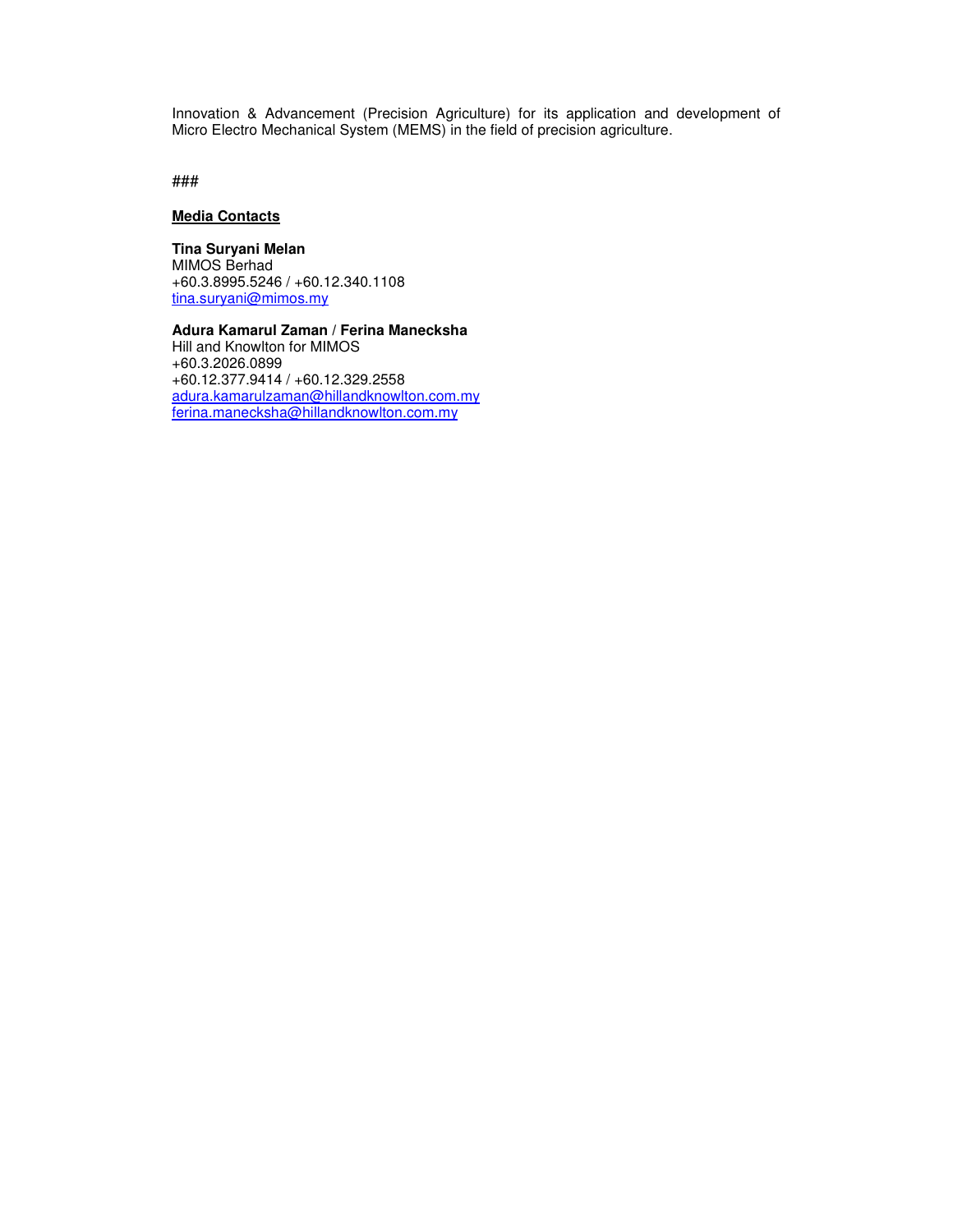Innovation & Advancement (Precision Agriculture) for its application and development of Micro Electro Mechanical System (MEMS) in the field of precision agriculture.

###

**Media Contacts**

**Tina Suryani Melan**
MIMOS Berhad
+60.3.8995.5246 / +60.12.340.1108
tina.suryani@mimos.my

**Adura Kamarul Zaman / Ferina Maneckshа**
Hill and Knowlton for MIMOS
+60.3.2026.0899
+60.12.377.9414 / +60.12.329.2558
adura.kamarulzaman@hillandknowlton.com.my
ferina.maneckshа@hillandknowlton.com.my